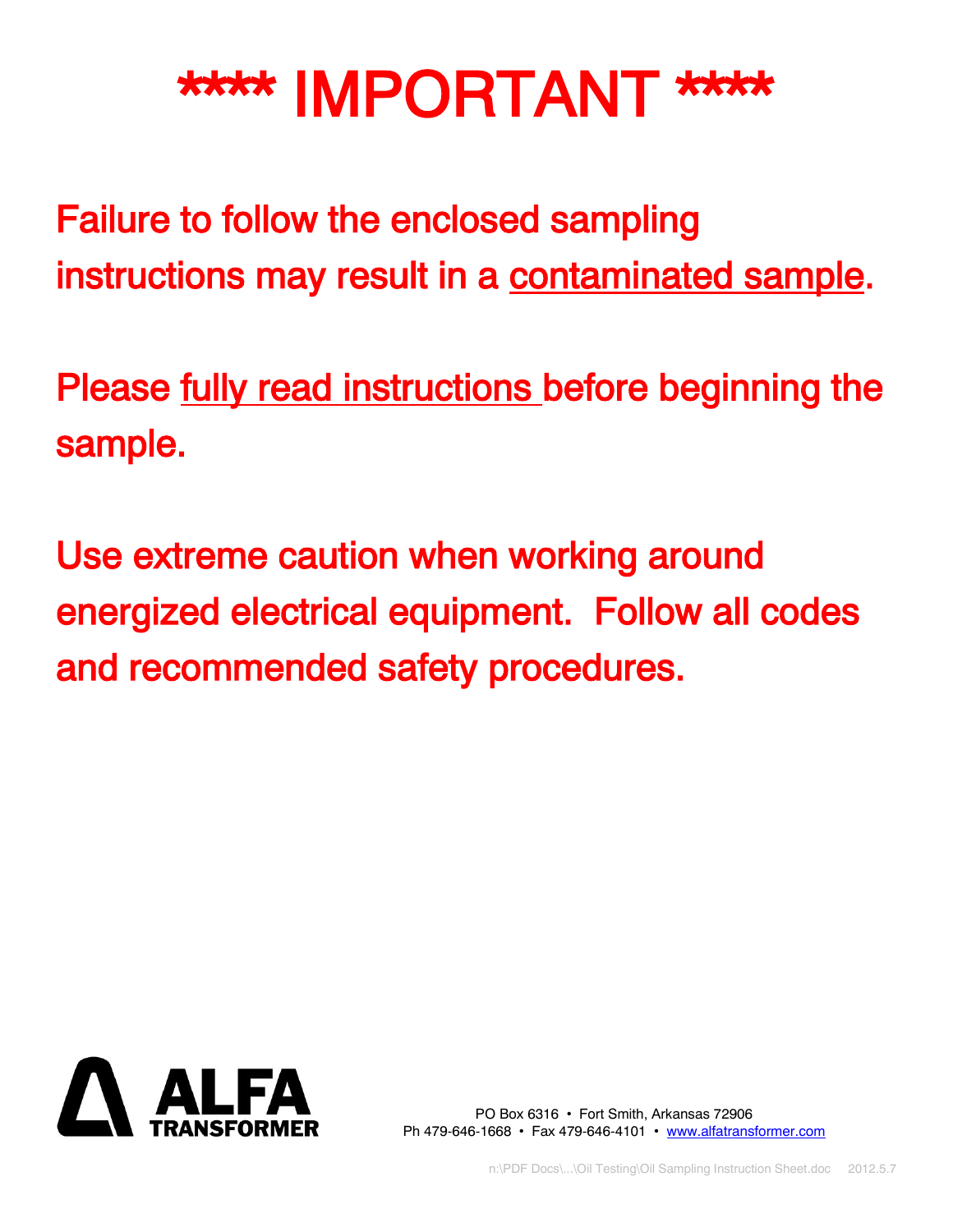# **** IMPORTANT ****

Failure to follow the enclosed sampling instructions may result in a <u>contaminated sample</u>.

Please <u>fully read instructions</u> before beginning the sample.

Use extreme caution when working around energized electrical equipment. Follow all codes and recommended safety procedures.

ALFA TRANSFORMER

PO Box 6316 • Fort Smith, Arkansas 72906
Ph 479-646-1668 • Fax 479-646-4101 • www.alfatransformer.com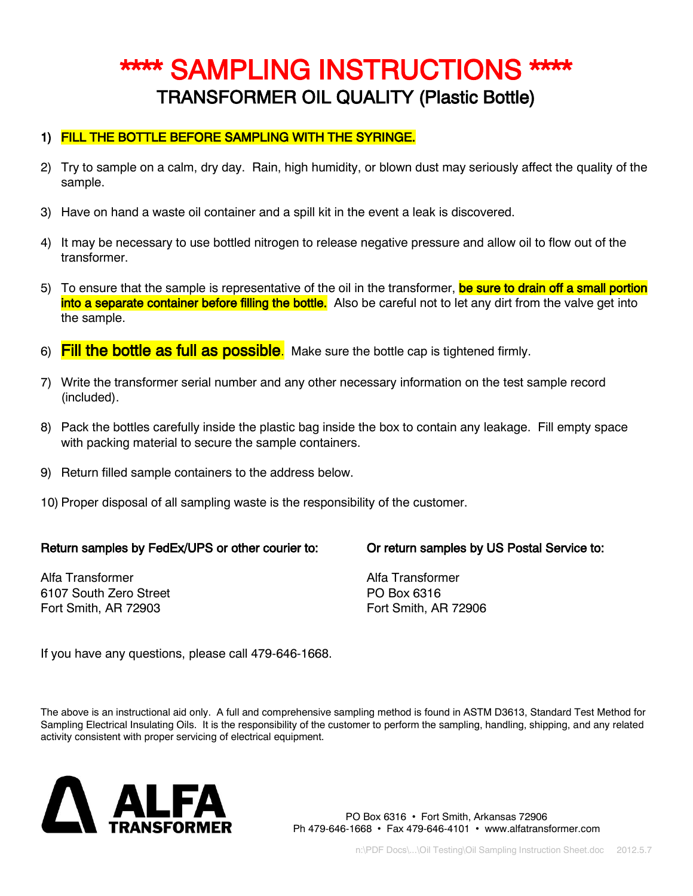# **** SAMPLING INSTRUCTIONS ****

## TRANSFORMER OIL QUALITY (Plastic Bottle)

1) **FILL THE BOTTLE BEFORE SAMPLING WITH THE SYRINGE.**

2) Try to sample on a calm, dry day. Rain, high humidity, or blown dust may seriously affect the quality of the sample.

3) Have on hand a waste oil container and a spill kit in the event a leak is discovered.

4) It may be necessary to use bottled nitrogen to release negative pressure and allow oil to flow out of the transformer.

5) To ensure that the sample is representative of the oil in the transformer, **be sure to drain off a small portion into a separate container before filling the bottle.** Also be careful not to let any dirt from the valve get into the sample.

6) **Fill the bottle as full as possible**. Make sure the bottle cap is tightened firmly.

7) Write the transformer serial number and any other necessary information on the test sample record (included).

8) Pack the bottles carefully inside the plastic bag inside the box to contain any leakage. Fill empty space with packing material to secure the sample containers.

9) Return filled sample containers to the address below.

10) Proper disposal of all sampling waste is the responsibility of the customer.

**Return samples by FedEx/UPS or other courier to:**

Alfa Transformer
6107 South Zero Street
Fort Smith, AR 72903

**Or return samples by US Postal Service to:**

Alfa Transformer
PO Box 6316
Fort Smith, AR 72906

If you have any questions, please call 479-646-1668.

The above is an instructional aid only. A full and comprehensive sampling method is found in ASTM D3613, Standard Test Method for Sampling Electrical Insulating Oils. It is the responsibility of the customer to perform the sampling, handling, shipping, and any related activity consistent with proper servicing of electrical equipment.

ALFA TRANSFORMER

PO Box 6316 • Fort Smith, Arkansas 72906
Ph 479-646-1668 • Fax 479-646-4101 • www.alfatransformer.com

n:\PDF Docs\...\Oil Testing\Oil Sampling Instruction Sheet.doc 2012.5.7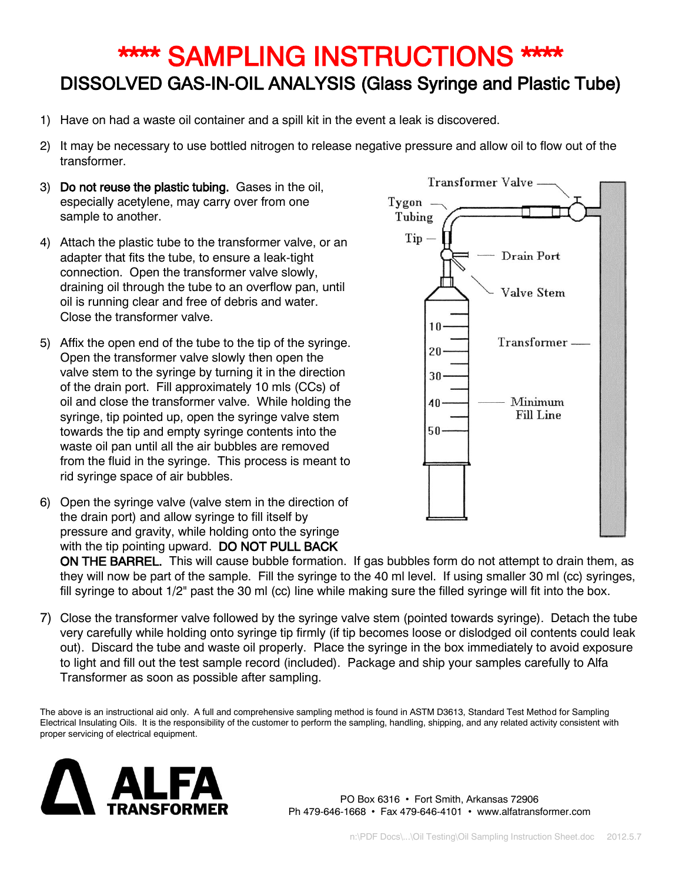# **** SAMPLING INSTRUCTIONS ****

## DISSOLVED GAS-IN-OIL ANALYSIS (Glass Syringe and Plastic Tube)

1) Have on had a waste oil container and a spill kit in the event a leak is discovered.

2) It may be necessary to use bottled nitrogen to release negative pressure and allow oil to flow out of the transformer.

3) **Do not reuse the plastic tubing.** Gases in the oil, especially acetylene, may carry over from one sample to another.

4) Attach the plastic tube to the transformer valve, or an adapter that fits the tube, to ensure a leak-tight connection. Open the transformer valve slowly, draining oil through the tube to an overflow pan, until oil is running clear and free of debris and water. Close the transformer valve.

5) Affix the open end of the tube to the tip of the syringe. Open the transformer valve slowly then open the valve stem to the syringe by turning it in the direction of the drain port. Fill approximately 10 mls (CCs) of oil and close the transformer valve. While holding the syringe, tip pointed up, open the syringe valve stem towards the tip and empty syringe contents into the waste oil pan until all the air bubbles are removed from the fluid in the syringe. This process is meant to rid syringe space of air bubbles.

6) Open the syringe valve (valve stem in the direction of the drain port) and allow syringe to fill itself by pressure and gravity, while holding onto the syringe with the tip pointing upward. **DO NOT PULL BACK ON THE BARREL.** This will cause bubble formation. If gas bubbles form do not attempt to drain them, as they will now be part of the sample. Fill the syringe to the 40 ml level. If using smaller 30 ml (cc) syringes, fill syringe to about 1/2" past the 30 ml (cc) line while making sure the filled syringe will fit into the box.

7) Close the transformer valve followed by the syringe valve stem (pointed towards syringe). Detach the tube very carefully while holding onto syringe tip firmly (if tip becomes loose or dislodged oil contents could leak out). Discard the tube and waste oil properly. Place the syringe in the box immediately to avoid exposure to light and fill out the test sample record (included). Package and ship your samples carefully to Alfa Transformer as soon as possible after sampling.

Transformer Valve, Tygon Tubing, Tip, Drain Port, Valve Stem, Transformer, Minimum Fill Line (10, 20, 30, 40, 50)

The above is an instructional aid only. A full and comprehensive sampling method is found in ASTM D3613, Standard Test Method for Sampling Electrical Insulating Oils. It is the responsibility of the customer to perform the sampling, handling, shipping, and any related activity consistent with proper servicing of electrical equipment.

**ALFA TRANSFORMER**

PO Box 6316 • Fort Smith, Arkansas 72906
Ph 479-646-1668 • Fax 479-646-4101 • www.alfatransformer.com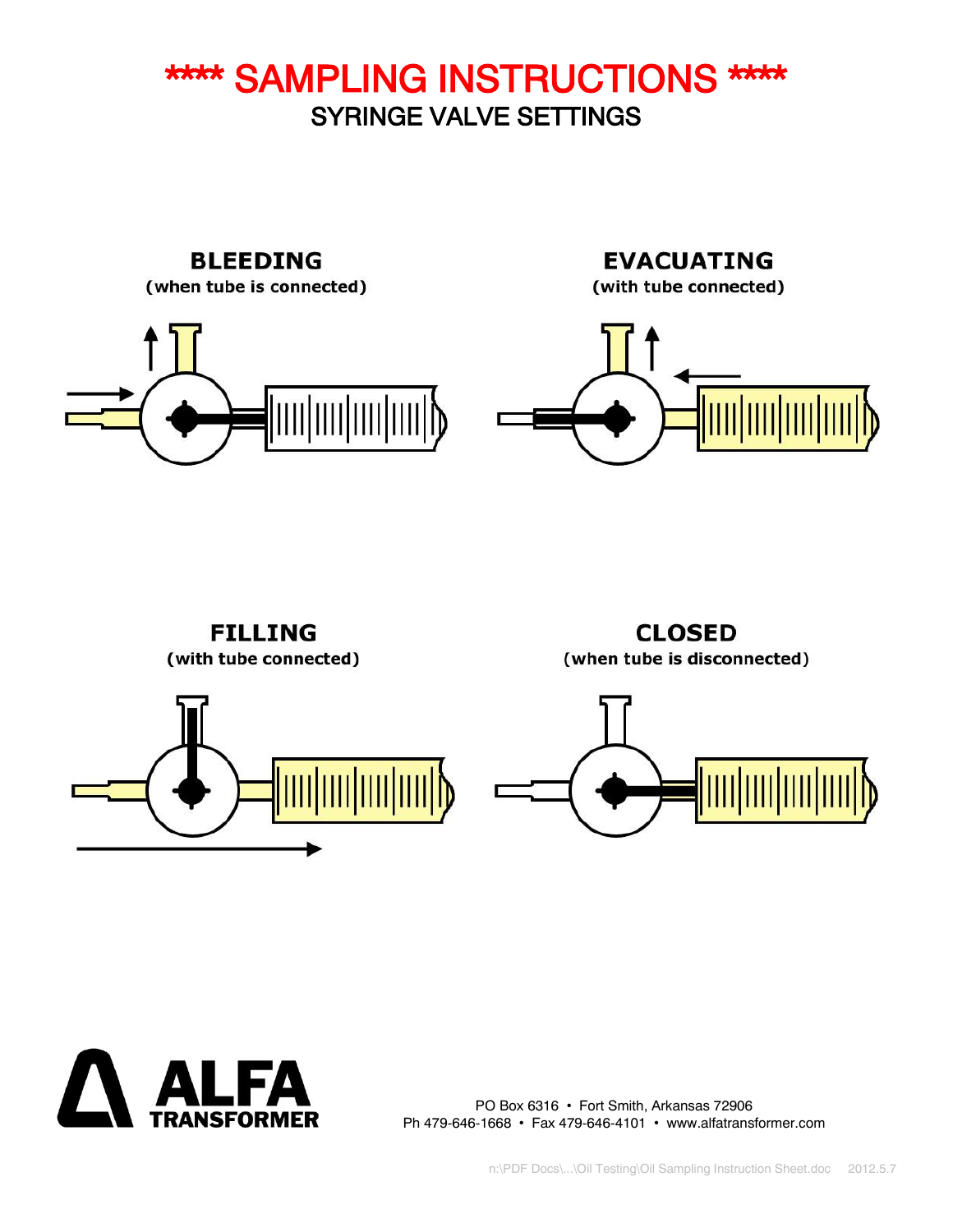# **** SAMPLING INSTRUCTIONS ****

## SYRINGE VALVE SETTINGS

**BLEEDING**
(when tube is connected)

**EVACUATING**
(with tube connected)

**FILLING**
(with tube connected)

**CLOSED**
(when tube is disconnected)

ALFA TRANSFORMER

PO Box 6316 • Fort Smith, Arkansas 72906
Ph 479-646-1668 • Fax 479-646-4101 • www.alfatransformer.com

n:\PDF Docs\...\Oil Testing\Oil Sampling Instruction Sheet.doc 2012.5.7